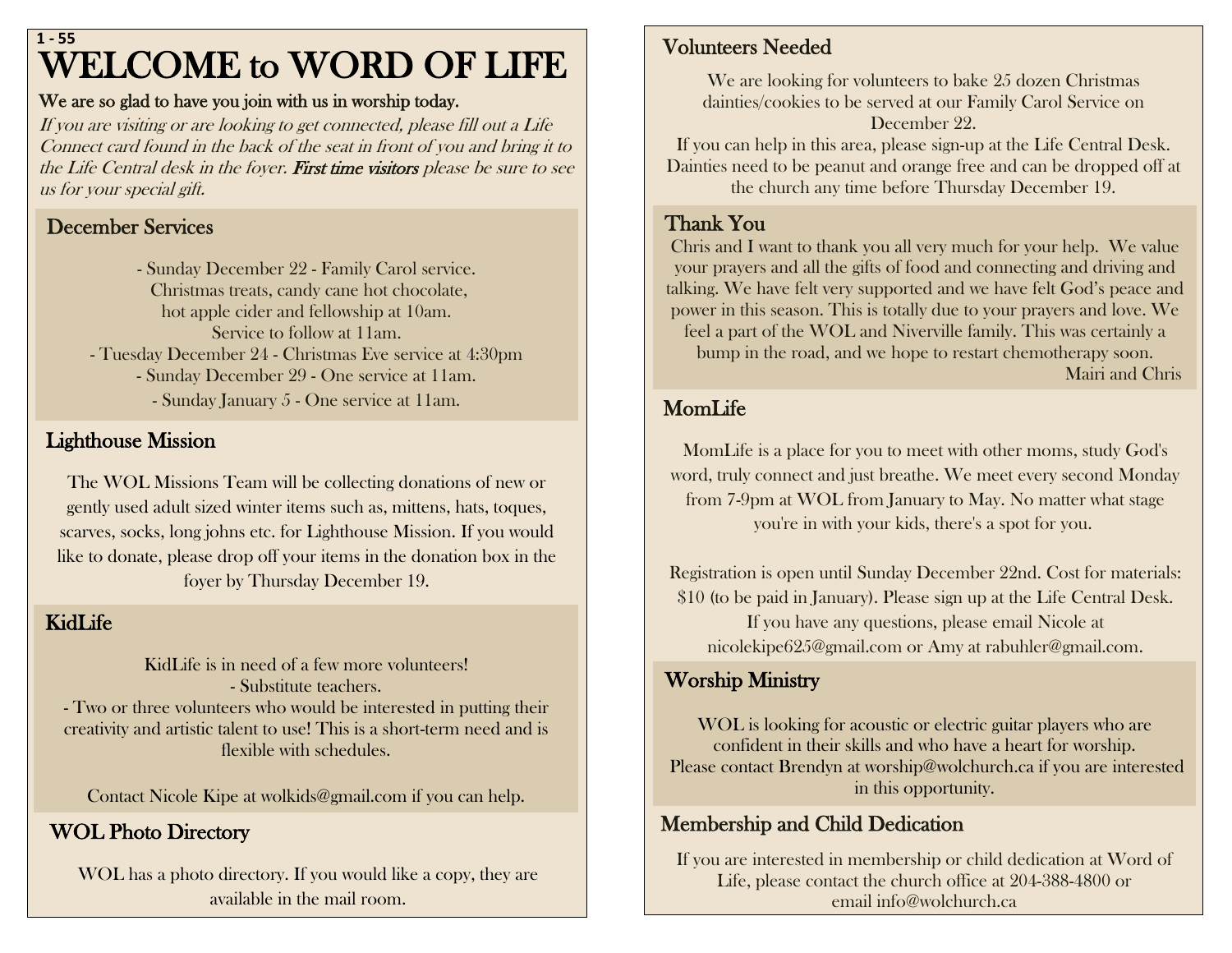1 - 55

# WELCOME to WORD OF LIFE

**We are so glad to have you join with us in worship today.**

*If you are visiting or are looking to get connected, please fill out a Life Connect card found in the back of the seat in front of you and bring it to the Life Central desk in the foyer.* **First time visitors** *please be sure to see us for your special gift.*

## December Services

- Sunday December 22 - Family Carol service. Christmas treats, candy cane hot chocolate, hot apple cider and fellowship at 10am. Service to follow at 11am.
- Tuesday December 24 - Christmas Eve service at 4:30pm
- Sunday December 29 - One service at 11am.
- Sunday January 5 - One service at 11am.

## Lighthouse Mission

The WOL Missions Team will be collecting donations of new or gently used adult sized winter items such as, mittens, hats, toques, scarves, socks, long johns etc. for Lighthouse Mission. If you would like to donate, please drop off your items in the donation box in the foyer by Thursday December 19.

## KidLife

KidLife is in need of a few more volunteers!

- Substitute teachers.
- Two or three volunteers who would be interested in putting their creativity and artistic talent to use! This is a short-term need and is flexible with schedules.

Contact Nicole Kipe at wolkids@gmail.com if you can help.

## WOL Photo Directory

WOL has a photo directory. If you would like a copy, they are available in the mail room.

## Volunteers Needed

We are looking for volunteers to bake 25 dozen Christmas dainties/cookies to be served at our Family Carol Service on December 22.

If you can help in this area, please sign-up at the Life Central Desk. Dainties need to be peanut and orange free and can be dropped off at the church any time before Thursday December 19.

## Thank You

Chris and I want to thank you all very much for your help. We value your prayers and all the gifts of food and connecting and driving and talking. We have felt very supported and we have felt God's peace and power in this season. This is totally due to your prayers and love. We feel a part of the WOL and Niverville family. This was certainly a bump in the road, and we hope to restart chemotherapy soon.

Mairi and Chris

## MomLife

MomLife is a place for you to meet with other moms, study God's word, truly connect and just breathe. We meet every second Monday from 7-9pm at WOL from January to May. No matter what stage you're in with your kids, there's a spot for you.

Registration is open until Sunday December 22nd. Cost for materials: $10 (to be paid in January). Please sign up at the Life Central Desk. If you have any questions, please email Nicole at nicolekipe625@gmail.com or Amy at rabuhler@gmail.com.

## Worship Ministry

WOL is looking for acoustic or electric guitar players who are confident in their skills and who have a heart for worship. Please contact Brendyn at worship@wolchurch.ca if you are interested in this opportunity.

## Membership and Child Dedication

If you are interested in membership or child dedication at Word of Life, please contact the church office at 204-388-4800 or email info@wolchurch.ca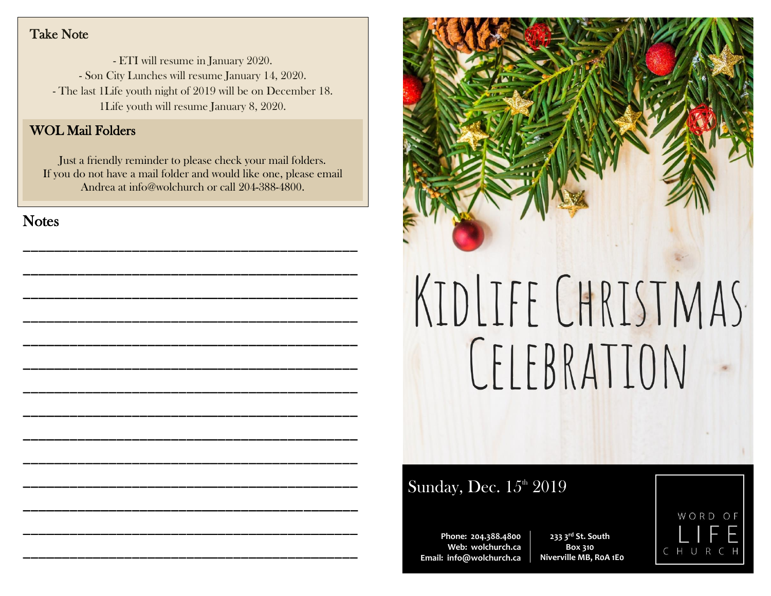## Take Note

- ETI will resume in January 2020.
- Son City Lunches will resume January 14, 2020.
- The last 1Life youth night of 2019 will be on December 18. 1Life youth will resume January 8, 2020.

## WOL Mail Folders

Just a friendly reminder to please check your mail folders. If you do not have a mail folder and would like one, please email Andrea at info@wolchurch or call 204-388-4800.

## Notes

______________________________________________

______________________________________________

______________________________________________

______________________________________________

______________________________________________

______________________________________________

______________________________________________

______________________________________________

______________________________________________

______________________________________________

______________________________________________

______________________________________________

______________________________________________

______________________________________________

# KidLife Christmas Celebration

Sunday, Dec. 15th 2019

**Phone: 204.388.4800**
**Web: wolchurch.ca**
**Email: info@wolchurch.ca**

**233 3rd St. South**
**Box 310**
**Niverville MB, R0A 1E0**

WORD OF LIFE CHURCH